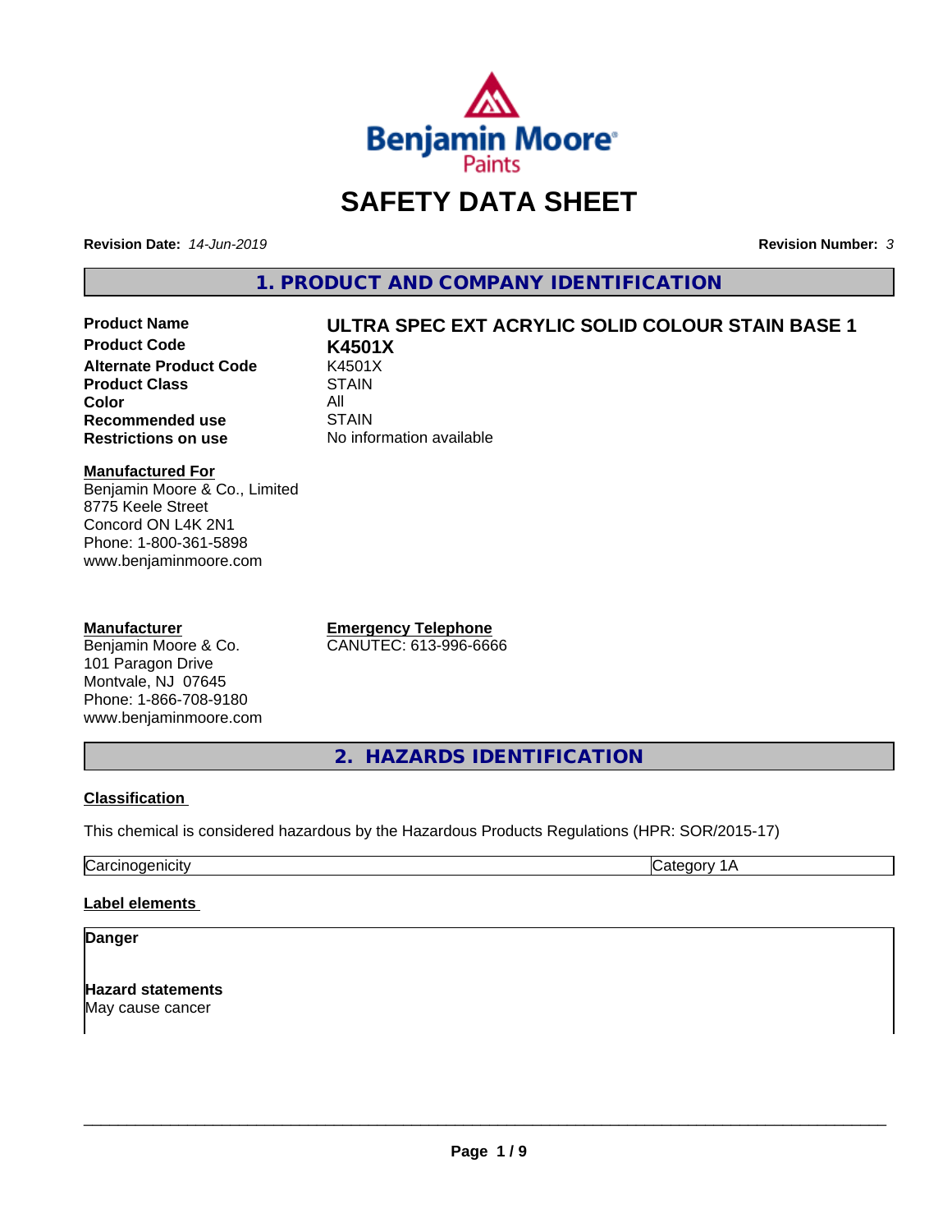# SAFETY DATA SHEET

**Revision Date:** *14-Jun-2019*

**Revision Number:** *3*

## 1. PRODUCT AND COMPANY IDENTIFICATION

| | |
|---|---|
| **Product Name** | **ULTRA SPEC EXT ACRYLIC SOLID COLOUR STAIN BASE 1** |
| **Product Code** | **K4501X** |
| **Alternate Product Code** | K4501X |
| **Product Class** | STAIN |
| **Color** | All |
| **Recommended use** | STAIN |
| **Restrictions on use** | No information available |

**Manufactured For**
Benjamin Moore & Co., Limited
8775 Keele Street
Concord ON L4K 2N1
Phone: 1-800-361-5898
www.benjaminmoore.com

**Manufacturer**
Benjamin Moore & Co.
101 Paragon Drive
Montvale, NJ 07645
Phone: 1-866-708-9180
www.benjaminmoore.com

**Emergency Telephone**
CANUTEC: 613-996-6666

## 2. HAZARDS IDENTIFICATION

**Classification**

This chemical is considered hazardous by the Hazardous Products Regulations (HPR: SOR/2015-17)

| | |
|---|---|
| Carcinogenicity | Category 1A |

**Label elements**

**Danger**

**Hazard statements**
May cause cancer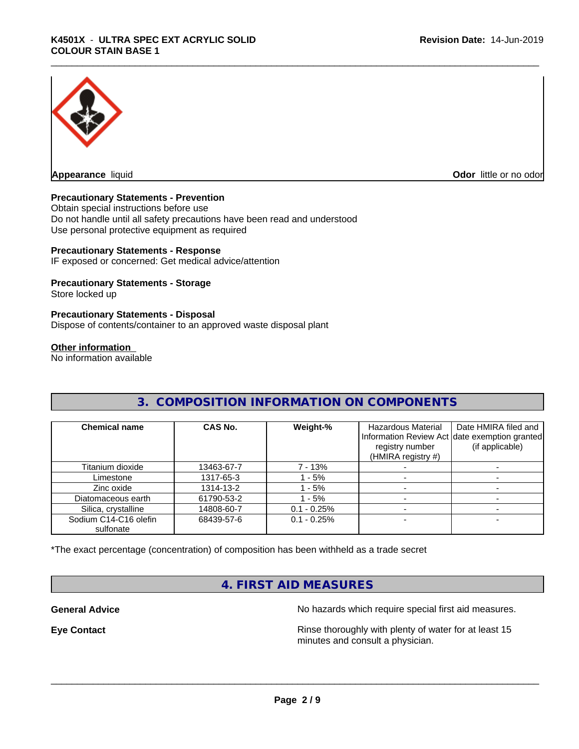**Appearance** liquid

**Odor** little or no odor

**Precautionary Statements - Prevention**

Obtain special instructions before use
Do not handle until all safety precautions have been read and understood
Use personal protective equipment as required

**Precautionary Statements - Response**

IF exposed or concerned: Get medical advice/attention

**Precautionary Statements - Storage**

Store locked up

**Precautionary Statements - Disposal**

Dispose of contents/container to an approved waste disposal plant

**Other information**

No information available

## 3. COMPOSITION INFORMATION ON COMPONENTS

| Chemical name | CAS No. | Weight-% | Hazardous Material Information Review Act registry number (HMIRA registry #) | Date HMIRA filed and date exemption granted (if applicable) |
|---|---|---|---|---|
| Titanium dioxide | 13463-67-7 | 7 - 13% | - | - |
| Limestone | 1317-65-3 | 1 - 5% | - | - |
| Zinc oxide | 1314-13-2 | 1 - 5% | - | - |
| Diatomaceous earth | 61790-53-2 | 1 - 5% | - | - |
| Silica, crystalline | 14808-60-7 | 0.1 - 0.25% | - | - |
| Sodium C14-C16 olefin sulfonate | 68439-57-6 | 0.1 - 0.25% | - | - |

*The exact percentage (concentration) of composition has been withheld as a trade secret

## 4. FIRST AID MEASURES

**General Advice** No hazards which require special first aid measures.

**Eye Contact** Rinse thoroughly with plenty of water for at least 15 minutes and consult a physician.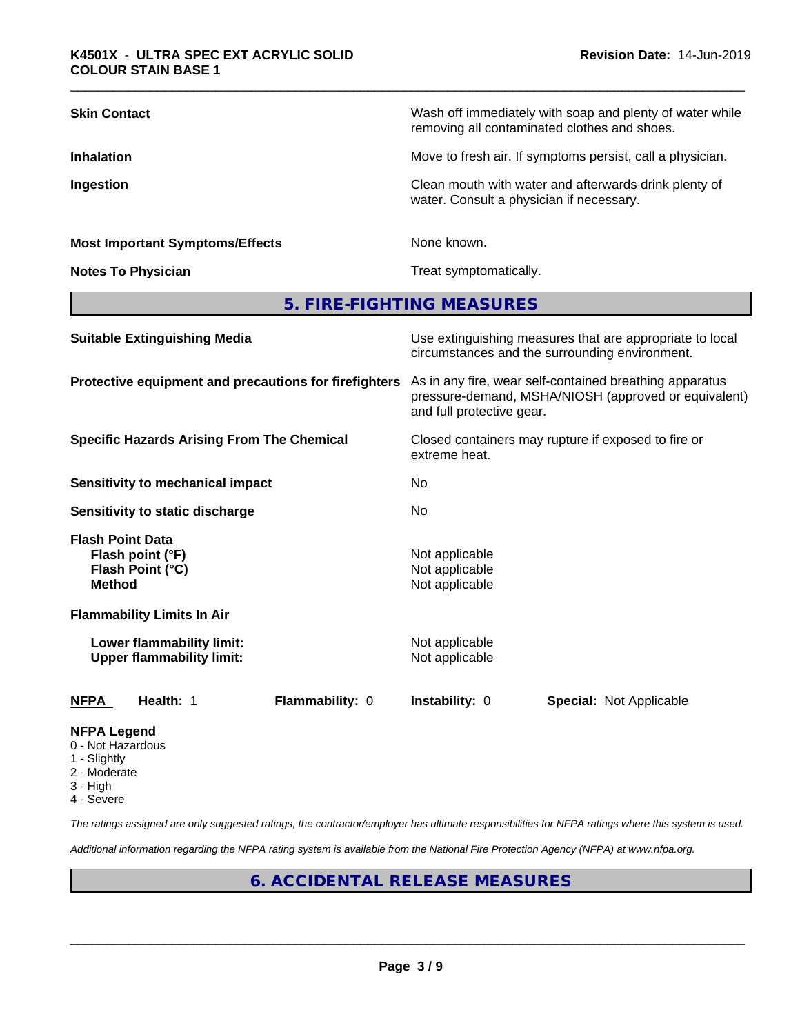| | |
|---|---|
| **Skin Contact** | Wash off immediately with soap and plenty of water while removing all contaminated clothes and shoes. |
| **Inhalation** | Move to fresh air. If symptoms persist, call a physician. |
| **Ingestion** | Clean mouth with water and afterwards drink plenty of water. Consult a physician if necessary. |
| **Most Important Symptoms/Effects** | None known. |
| **Notes To Physician** | Treat symptomatically. |

## 5. FIRE-FIGHTING MEASURES

| | |
|---|---|
| **Suitable Extinguishing Media** | Use extinguishing measures that are appropriate to local circumstances and the surrounding environment. |
| **Protective equipment and precautions for firefighters** | As in any fire, wear self-contained breathing apparatus pressure-demand, MSHA/NIOSH (approved or equivalent) and full protective gear. |
| **Specific Hazards Arising From The Chemical** | Closed containers may rupture if exposed to fire or extreme heat. |
| **Sensitivity to mechanical impact** | No |
| **Sensitivity to static discharge** | No |

**Flash Point Data**

| | |
|---|---|
| **Flash point (°F)** | Not applicable |
| **Flash Point (°C)** | Not applicable |
| **Method** | Not applicable |

**Flammability Limits In Air**

| | |
|---|---|
| **Lower flammability limit:** | Not applicable |
| **Upper flammability limit:** | Not applicable |

| **NFPA** | **Health:** 1 | **Flammability:** 0 | **Instability:** 0 | **Special:** Not Applicable |
|---|---|---|---|---|

**NFPA Legend**
- 0 - Not Hazardous
- 1 - Slightly
- 2 - Moderate
- 3 - High
- 4 - Severe

*The ratings assigned are only suggested ratings, the contractor/employer has ultimate responsibilities for NFPA ratings where this system is used.*

*Additional information regarding the NFPA rating system is available from the National Fire Protection Agency (NFPA) at www.nfpa.org.*

## 6. ACCIDENTAL RELEASE MEASURES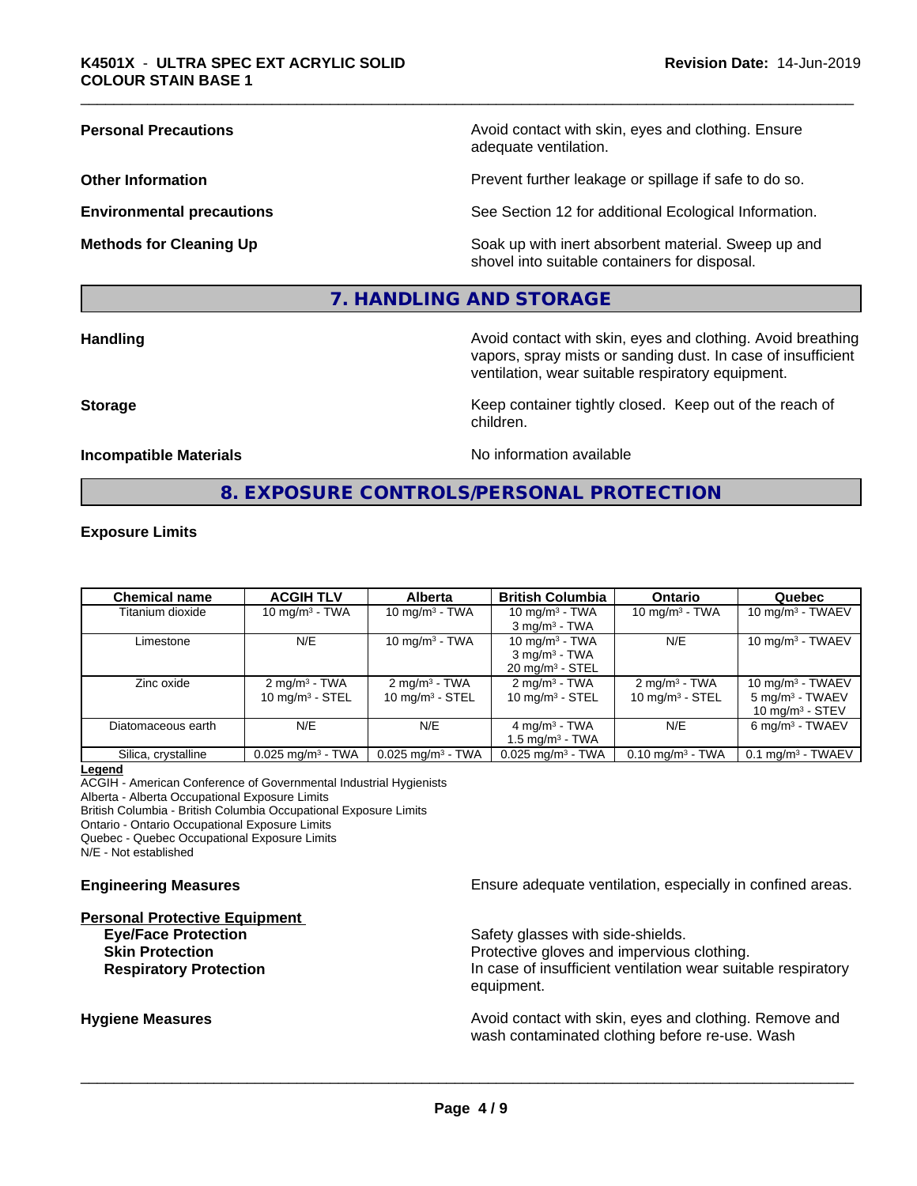**Personal Precautions** — Avoid contact with skin, eyes and clothing. Ensure adequate ventilation.

**Other Information** — Prevent further leakage or spillage if safe to do so.

**Environmental precautions** — See Section 12 for additional Ecological Information.

**Methods for Cleaning Up** — Soak up with inert absorbent material. Sweep up and shovel into suitable containers for disposal.

## 7. HANDLING AND STORAGE

**Handling** — Avoid contact with skin, eyes and clothing. Avoid breathing vapors, spray mists or sanding dust. In case of insufficient ventilation, wear suitable respiratory equipment.

**Storage** — Keep container tightly closed. Keep out of the reach of children.

**Incompatible Materials** — No information available

## 8. EXPOSURE CONTROLS/PERSONAL PROTECTION

**Exposure Limits**

| Chemical name | ACGIH TLV | Alberta | British Columbia | Ontario | Quebec |
|---|---|---|---|---|---|
| Titanium dioxide | 10 mg/m³ - TWA | 10 mg/m³ - TWA | 10 mg/m³ - TWA<br>3 mg/m³ - TWA | 10 mg/m³ - TWA | 10 mg/m³ - TWAEV |
| Limestone | N/E | 10 mg/m³ - TWA | 10 mg/m³ - TWA<br>3 mg/m³ - TWA<br>20 mg/m³ - STEL | N/E | 10 mg/m³ - TWAEV |
| Zinc oxide | 2 mg/m³ - TWA<br>10 mg/m³ - STEL | 2 mg/m³ - TWA<br>10 mg/m³ - STEL | 2 mg/m³ - TWA<br>10 mg/m³ - STEL | 2 mg/m³ - TWA<br>10 mg/m³ - STEL | 10 mg/m³ - TWAEV<br>5 mg/m³ - TWAEV<br>10 mg/m³ - STEV |
| Diatomaceous earth | N/E | N/E | 4 mg/m³ - TWA<br>1.5 mg/m³ - TWA | N/E | 6 mg/m³ - TWAEV |
| Silica, crystalline | 0.025 mg/m³ - TWA | 0.025 mg/m³ - TWA | 0.025 mg/m³ - TWA | 0.10 mg/m³ - TWA | 0.1 mg/m³ - TWAEV |

**Legend**
ACGIH - American Conference of Governmental Industrial Hygienists
Alberta - Alberta Occupational Exposure Limits
British Columbia - British Columbia Occupational Exposure Limits
Ontario - Ontario Occupational Exposure Limits
Quebec - Quebec Occupational Exposure Limits
N/E - Not established

**Engineering Measures** — Ensure adequate ventilation, especially in confined areas.

**Personal Protective Equipment**

- **Eye/Face Protection** — Safety glasses with side-shields.
- **Skin Protection** — Protective gloves and impervious clothing.
- **Respiratory Protection** — In case of insufficient ventilation wear suitable respiratory equipment.

**Hygiene Measures** — Avoid contact with skin, eyes and clothing. Remove and wash contaminated clothing before re-use. Wash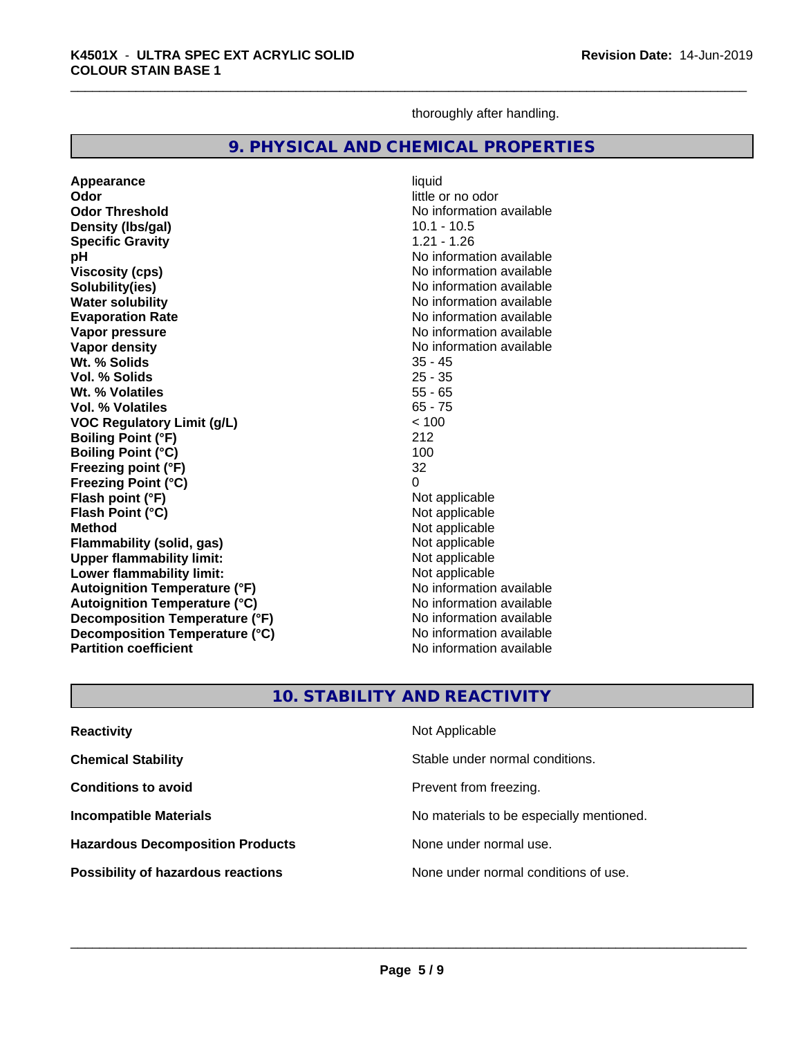thoroughly after handling.

## 9. PHYSICAL AND CHEMICAL PROPERTIES

| Property | Value |
|---|---|
| **Appearance** | liquid |
| **Odor** | little or no odor |
| **Odor Threshold** | No information available |
| **Density (lbs/gal)** | 10.1 - 10.5 |
| **Specific Gravity** | 1.21 - 1.26 |
| **pH** | No information available |
| **Viscosity (cps)** | No information available |
| **Solubility(ies)** | No information available |
| **Water solubility** | No information available |
| **Evaporation Rate** | No information available |
| **Vapor pressure** | No information available |
| **Vapor density** | No information available |
| **Wt. % Solids** | 35 - 45 |
| **Vol. % Solids** | 25 - 35 |
| **Wt. % Volatiles** | 55 - 65 |
| **Vol. % Volatiles** | 65 - 75 |
| **VOC Regulatory Limit (g/L)** | < 100 |
| **Boiling Point (°F)** | 212 |
| **Boiling Point (°C)** | 100 |
| **Freezing point (°F)** | 32 |
| **Freezing Point (°C)** | 0 |
| **Flash point (°F)** | Not applicable |
| **Flash Point (°C)** | Not applicable |
| **Method** | Not applicable |
| **Flammability (solid, gas)** | Not applicable |
| **Upper flammability limit:** | Not applicable |
| **Lower flammability limit:** | Not applicable |
| **Autoignition Temperature (°F)** | No information available |
| **Autoignition Temperature (°C)** | No information available |
| **Decomposition Temperature (°F)** | No information available |
| **Decomposition Temperature (°C)** | No information available |
| **Partition coefficient** | No information available |

## 10. STABILITY AND REACTIVITY

| Property | Value |
|---|---|
| **Reactivity** | Not Applicable |
| **Chemical Stability** | Stable under normal conditions. |
| **Conditions to avoid** | Prevent from freezing. |
| **Incompatible Materials** | No materials to be especially mentioned. |
| **Hazardous Decomposition Products** | None under normal use. |
| **Possibility of hazardous reactions** | None under normal conditions of use. |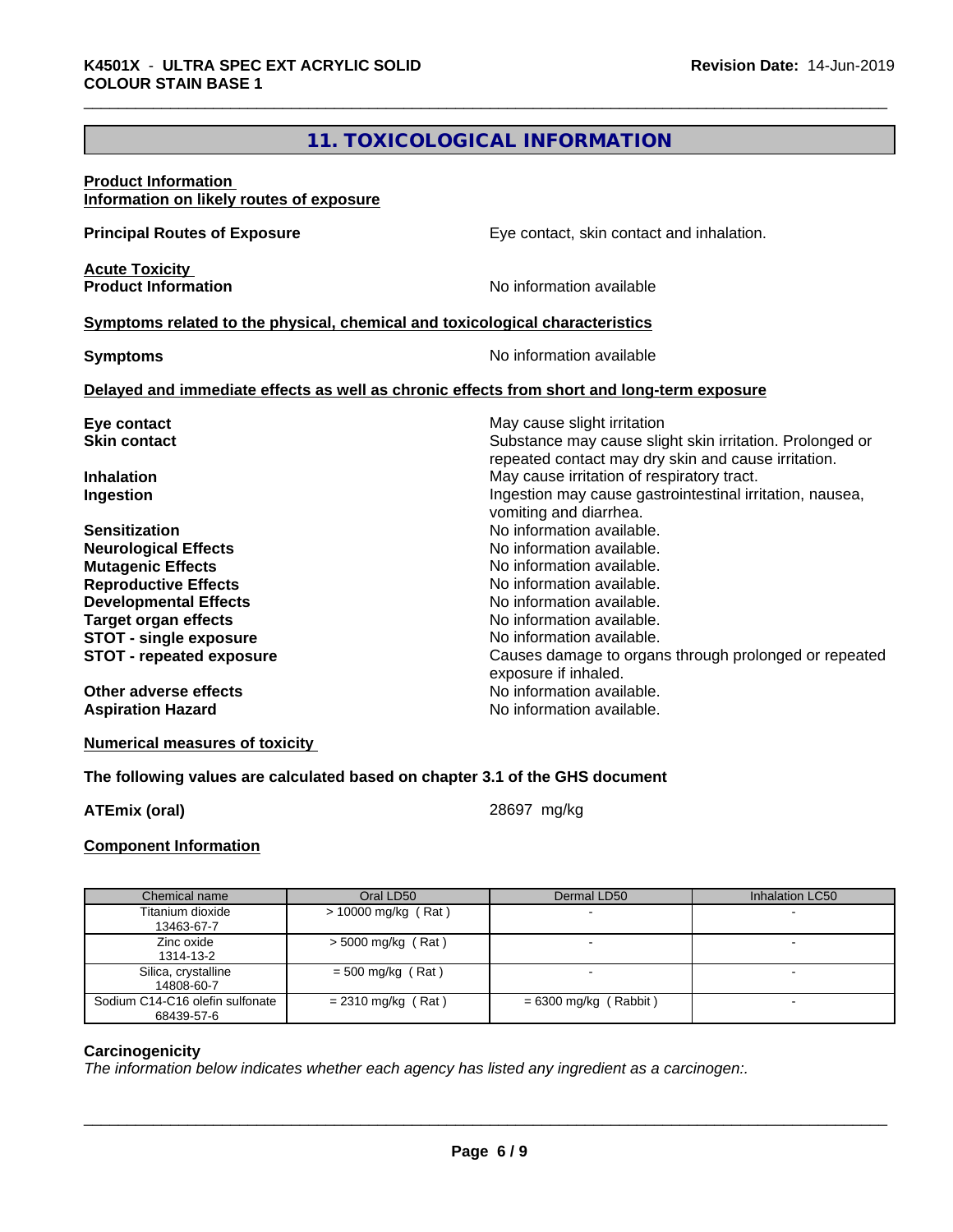## 11. TOXICOLOGICAL INFORMATION

**Product Information**
**Information on likely routes of exposure**

**Principal Routes of Exposure** Eye contact, skin contact and inhalation.

**Acute Toxicity**
**Product Information** No information available

**Symptoms related to the physical, chemical and toxicological characteristics**

**Symptoms** No information available

**Delayed and immediate effects as well as chronic effects from short and long-term exposure**

**Eye contact** May cause slight irritation
**Skin contact** Substance may cause slight skin irritation. Prolonged or repeated contact may dry skin and cause irritation.
**Inhalation** May cause irritation of respiratory tract.
**Ingestion** Ingestion may cause gastrointestinal irritation, nausea, vomiting and diarrhea.
**Sensitization** No information available.
**Neurological Effects** No information available.
**Mutagenic Effects** No information available.
**Reproductive Effects** No information available.
**Developmental Effects** No information available.
**Target organ effects** No information available.
**STOT - single exposure** No information available.
**STOT - repeated exposure** Causes damage to organs through prolonged or repeated exposure if inhaled.
**Other adverse effects** No information available.
**Aspiration Hazard** No information available.

**Numerical measures of toxicity**

**The following values are calculated based on chapter 3.1 of the GHS document**

**ATEmix (oral)** 28697 mg/kg

**Component Information**

| Chemical name | Oral LD50 | Dermal LD50 | Inhalation LC50 |
|---|---|---|---|
| Titanium dioxide 13463-67-7 | > 10000 mg/kg ( Rat ) | - | - |
| Zinc oxide 1314-13-2 | > 5000 mg/kg ( Rat ) | - | - |
| Silica, crystalline 14808-60-7 | = 500 mg/kg ( Rat ) | - | - |
| Sodium C14-C16 olefin sulfonate 68439-57-6 | = 2310 mg/kg ( Rat ) | = 6300 mg/kg ( Rabbit ) | - |

**Carcinogenicity**
*The information below indicates whether each agency has listed any ingredient as a carcinogen:.*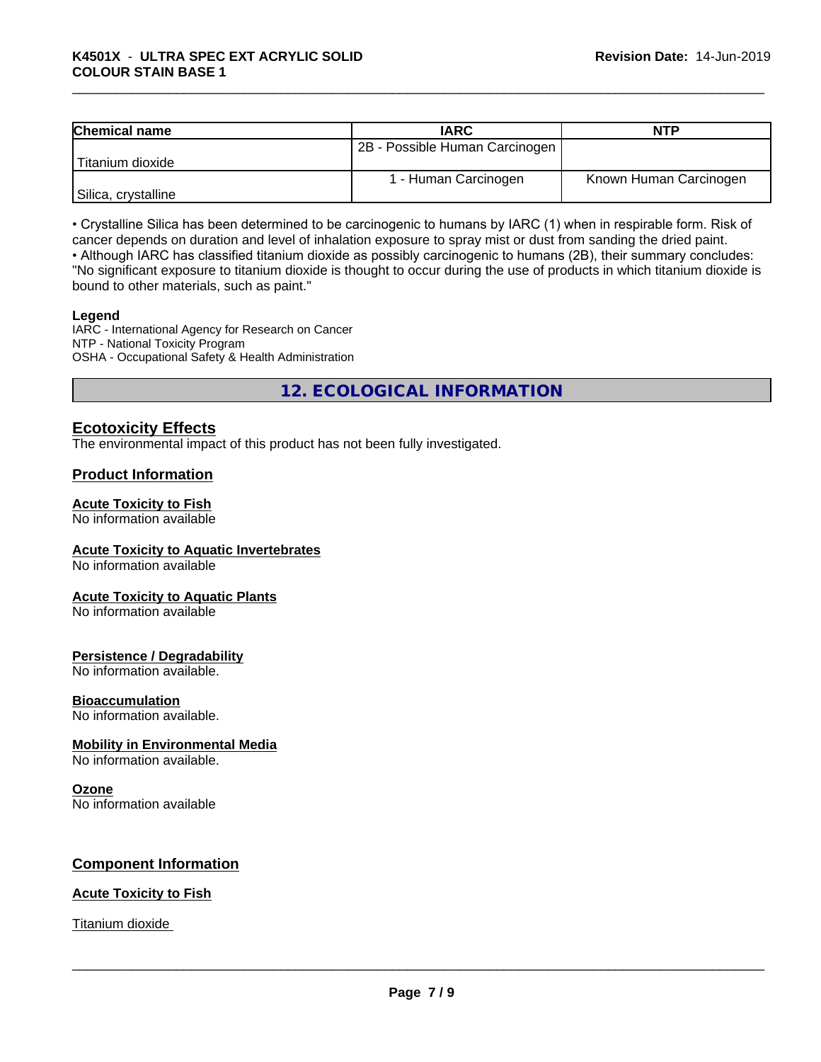| Chemical name | IARC | NTP |
| --- | --- | --- |
| Titanium dioxide | 2B - Possible Human Carcinogen | |
| Silica, crystalline | 1 - Human Carcinogen | Known Human Carcinogen |

• Crystalline Silica has been determined to be carcinogenic to humans by IARC (1) when in respirable form. Risk of cancer depends on duration and level of inhalation exposure to spray mist or dust from sanding the dried paint.
• Although IARC has classified titanium dioxide as possibly carcinogenic to humans (2B), their summary concludes: "No significant exposure to titanium dioxide is thought to occur during the use of products in which titanium dioxide is bound to other materials, such as paint."

**Legend**
IARC - International Agency for Research on Cancer
NTP - National Toxicity Program
OSHA - Occupational Safety & Health Administration

## 12. ECOLOGICAL INFORMATION

### Ecotoxicity Effects
The environmental impact of this product has not been fully investigated.

### Product Information

**Acute Toxicity to Fish**
No information available

**Acute Toxicity to Aquatic Invertebrates**
No information available

**Acute Toxicity to Aquatic Plants**
No information available

**Persistence / Degradability**
No information available.

**Bioaccumulation**
No information available.

**Mobility in Environmental Media**
No information available.

**Ozone**
No information available

### Component Information

**Acute Toxicity to Fish**

Titanium dioxide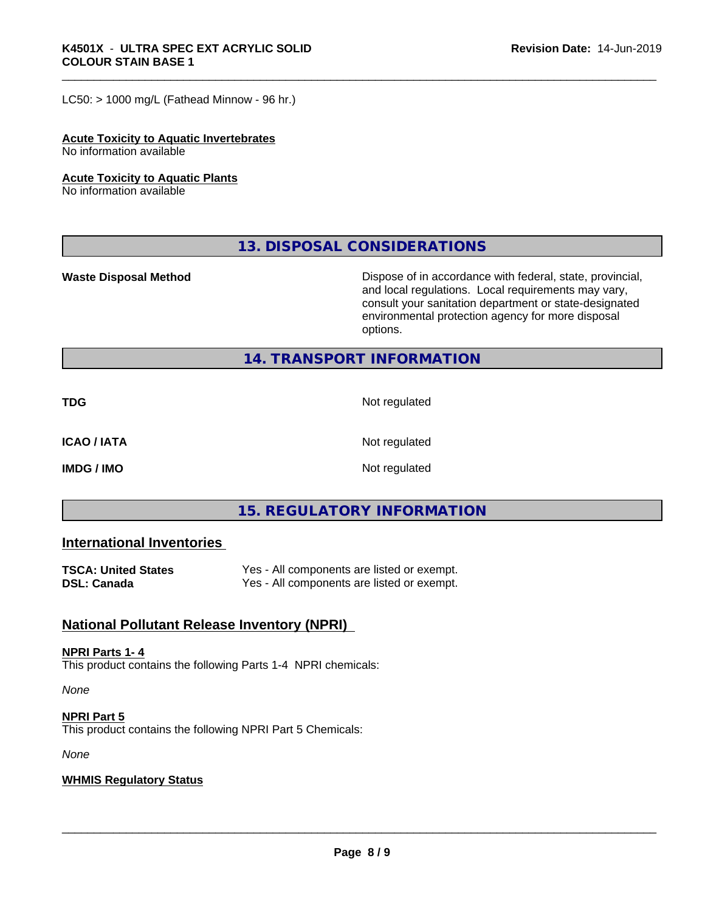LC50: > 1000 mg/L (Fathead Minnow - 96 hr.)

**Acute Toxicity to Aquatic Invertebrates**
No information available

**Acute Toxicity to Aquatic Plants**
No information available

## 13. DISPOSAL CONSIDERATIONS

| | |
|---|---|
| **Waste Disposal Method** | Dispose of in accordance with federal, state, provincial, and local regulations. Local requirements may vary, consult your sanitation department or state-designated environmental protection agency for more disposal options. |

## 14. TRANSPORT INFORMATION

| | |
|---|---|
| **TDG** | Not regulated |
| **ICAO / IATA** | Not regulated |
| **IMDG / IMO** | Not regulated |

## 15. REGULATORY INFORMATION

### International Inventories

| | |
|---|---|
| **TSCA: United States** | Yes - All components are listed or exempt. |
| **DSL: Canada** | Yes - All components are listed or exempt. |

### National Pollutant Release Inventory (NPRI)

**NPRI Parts 1- 4**
This product contains the following Parts 1-4 NPRI chemicals:

*None*

**NPRI Part 5**
This product contains the following NPRI Part 5 Chemicals:

*None*

**WHMIS Regulatory Status**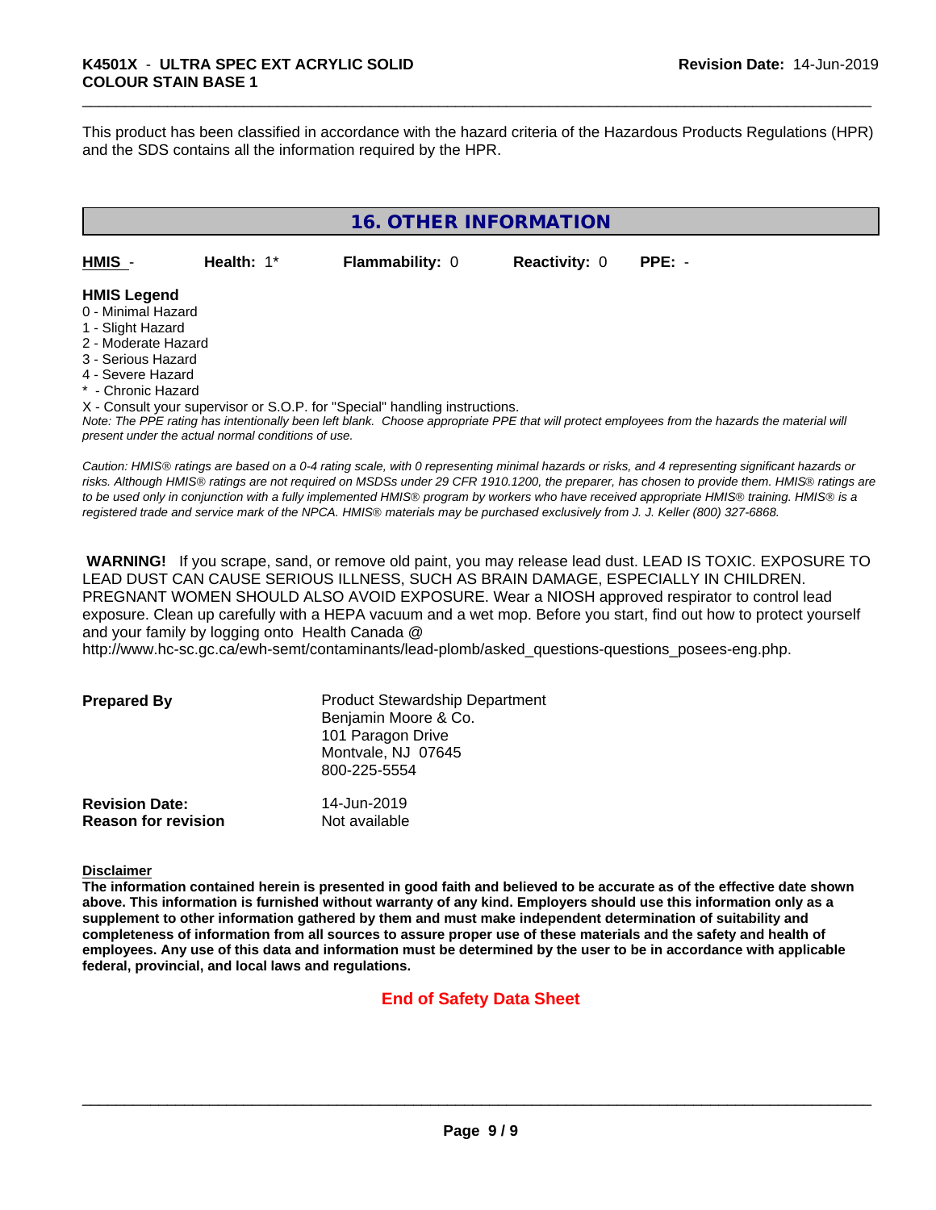This product has been classified in accordance with the hazard criteria of the Hazardous Products Regulations (HPR) and the SDS contains all the information required by the HPR.

## 16. OTHER INFORMATION

| **HMIS** - | **Health:** 1* | **Flammability:** 0 | **Reactivity:** 0 | **PPE:** - |
|---|---|---|---|---|

**HMIS Legend**

0 - Minimal Hazard
1 - Slight Hazard
2 - Moderate Hazard
3 - Serious Hazard
4 - Severe Hazard
* - Chronic Hazard
X - Consult your supervisor or S.O.P. for "Special" handling instructions.

*Note: The PPE rating has intentionally been left blank. Choose appropriate PPE that will protect employees from the hazards the material will present under the actual normal conditions of use.*

*Caution: HMIS® ratings are based on a 0-4 rating scale, with 0 representing minimal hazards or risks, and 4 representing significant hazards or risks. Although HMIS® ratings are not required on MSDSs under 29 CFR 1910.1200, the preparer, has chosen to provide them. HMIS® ratings are to be used only in conjunction with a fully implemented HMIS® program by workers who have received appropriate HMIS® training. HMIS® is a registered trade and service mark of the NPCA. HMIS® materials may be purchased exclusively from J. J. Keller (800) 327-6868.*

**WARNING!** If you scrape, sand, or remove old paint, you may release lead dust. LEAD IS TOXIC. EXPOSURE TO LEAD DUST CAN CAUSE SERIOUS ILLNESS, SUCH AS BRAIN DAMAGE, ESPECIALLY IN CHILDREN. PREGNANT WOMEN SHOULD ALSO AVOID EXPOSURE. Wear a NIOSH approved respirator to control lead exposure. Clean up carefully with a HEPA vacuum and a wet mop. Before you start, find out how to protect yourself and your family by logging onto Health Canada @ http://www.hc-sc.gc.ca/ewh-semt/contaminants/lead-plomb/asked_questions-questions_posees-eng.php.

| | |
|---|---|
| **Prepared By** | Product Stewardship Department<br>Benjamin Moore & Co.<br>101 Paragon Drive<br>Montvale, NJ 07645<br>800-225-5554 |
| **Revision Date:** | 14-Jun-2019 |
| **Reason for revision** | Not available |

**Disclaimer**

**The information contained herein is presented in good faith and believed to be accurate as of the effective date shown above. This information is furnished without warranty of any kind. Employers should use this information only as a supplement to other information gathered by them and must make independent determination of suitability and completeness of information from all sources to assure proper use of these materials and the safety and health of employees. Any use of this data and information must be determined by the user to be in accordance with applicable federal, provincial, and local laws and regulations.**

**End of Safety Data Sheet**